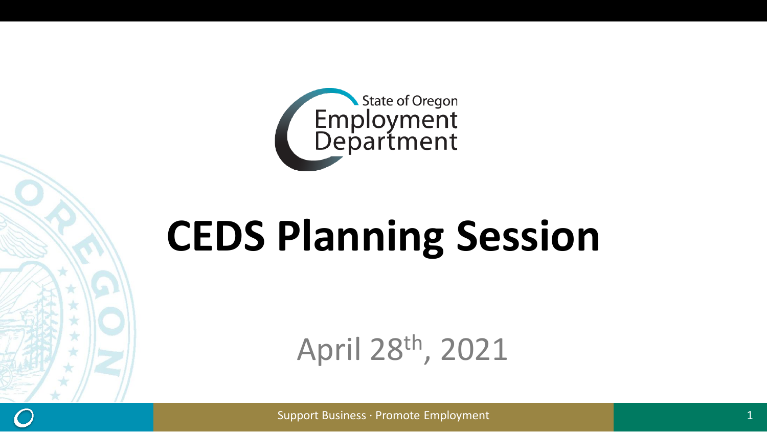State of Oregon Employment Department

# CEDS Planning Session

April 28th, 2021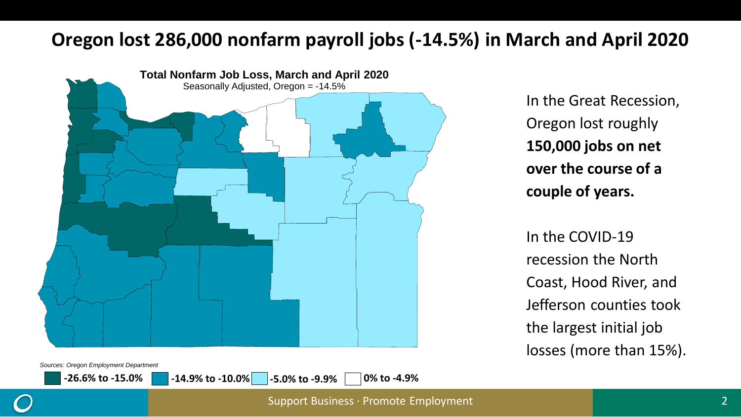# Oregon lost 286,000 nonfarm payroll jobs (-14.5%) in March and April 2020

**Total Nonfarm Job Loss, March and April 2020**

Seasonally Adjusted, Oregon = -14.5%

*Sources: Oregon Employment Department*

**-26.6% to -15.0%** **-14.9% to -10.0%** **-5.0% to -9.9%** **0% to -4.9%**

In the Great Recession, Oregon lost roughly **150,000 jobs on net over the course of a couple of years.**

In the COVID-19 recession the North Coast, Hood River, and Jefferson counties took the largest initial job losses (more than 15%).

Support Business · Promote Employment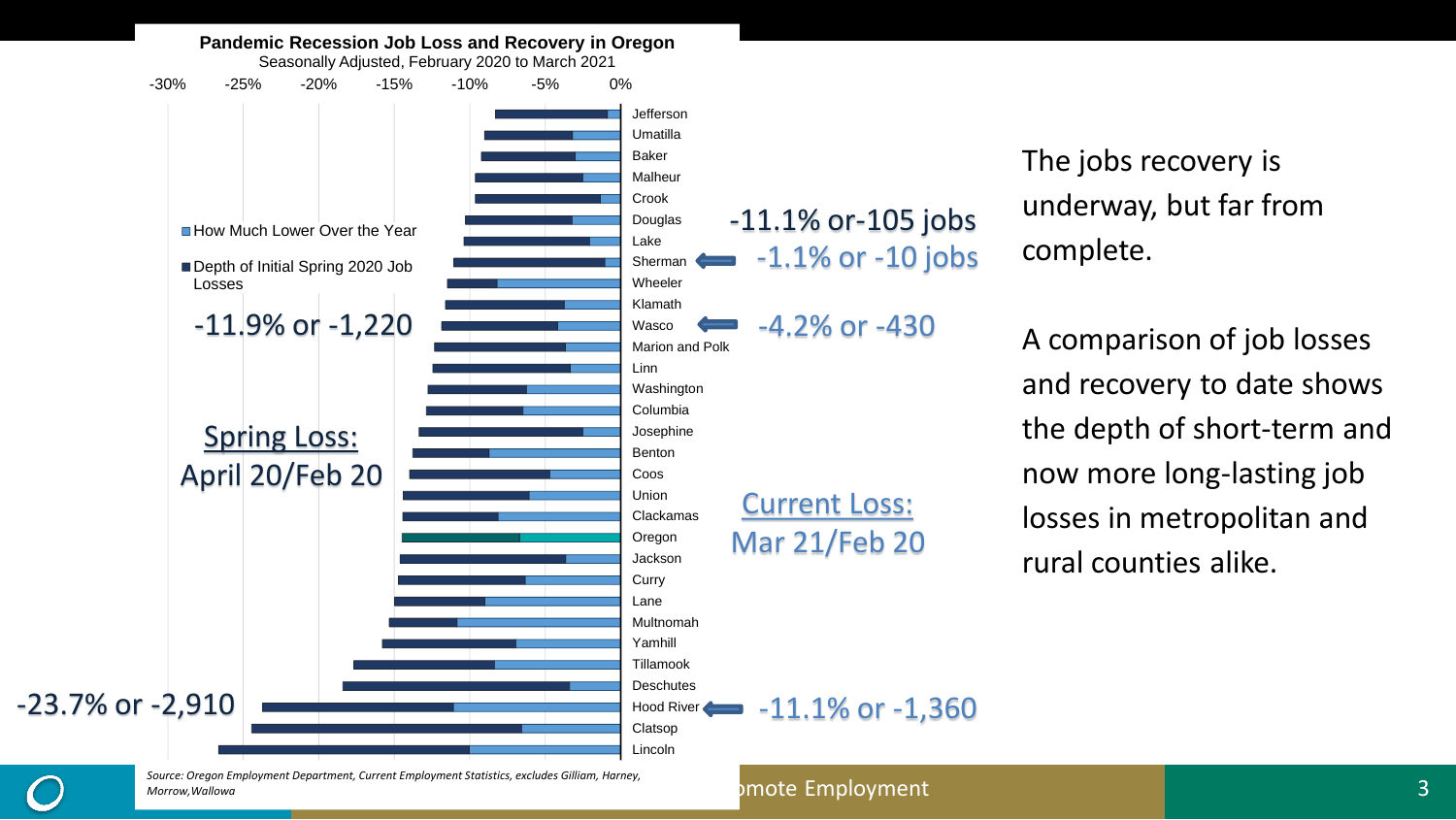## Pandemic Recession Job Loss and Recovery in Oregon

Seasonally Adjusted, February 2020 to March 2021

-30% -25% -20% -15% -10% -5% 0%

- How Much Lower Over the Year
- Depth of Initial Spring 2020 Job Losses

Jefferson, Umatilla, Baker, Malheur, Crook, Douglas, Lake, Sherman, Wheeler, Klamath, Wasco, Marion and Polk, Linn, Washington, Columbia, Josephine, Benton, Coos, Union, Clackamas, Oregon, Jackson, Curry, Lane, Multnomah, Yamhill, Tillamook, Deschutes, Hood River, Clatsop, Lincoln

Sherman: -11.1% or-105 jobs; -1.1% or -10 jobs

Wasco: -11.9% or -1,220; -4.2% or -430

Hood River: -23.7% or -2,910; -11.1% or -1,360

Spring Loss: April 20/Feb 20

Current Loss: Mar 21/Feb 20

*Source: Oregon Employment Department, Current Employment Statistics, excludes Gilliam, Harney, Morrow,Wallowa*

The jobs recovery is underway, but far from complete.

A comparison of job losses and recovery to date shows the depth of short-term and now more long-lasting job losses in metropolitan and rural counties alike.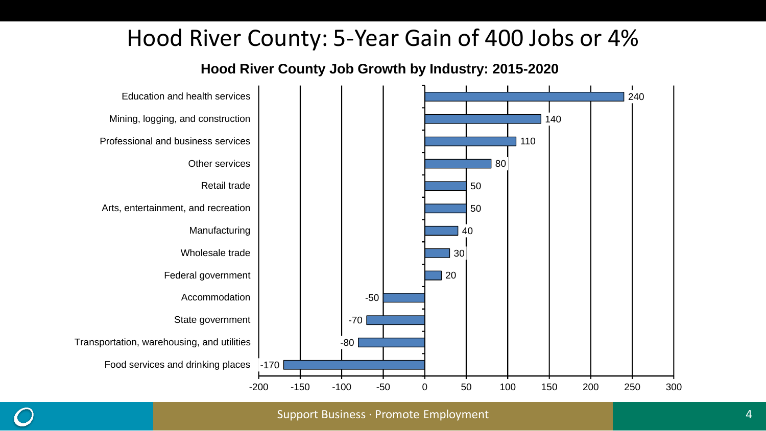# Hood River County: 5-Year Gain of 400 Jobs or 4%

**Hood River County Job Growth by Industry: 2015-2020**

| Industry | Job Change |
|---|---|
| Education and health services | 240 |
| Mining, logging, and construction | 140 |
| Professional and business services | 110 |
| Other services | 80 |
| Retail trade | 50 |
| Arts, entertainment, and recreation | 50 |
| Manufacturing | 40 |
| Wholesale trade | 30 |
| Federal government | 20 |
| Accommodation | -50 |
| State government | -70 |
| Transportation, warehousing, and utilities | -80 |
| Food services and drinking places | -170 |

Support Business · Promote Employment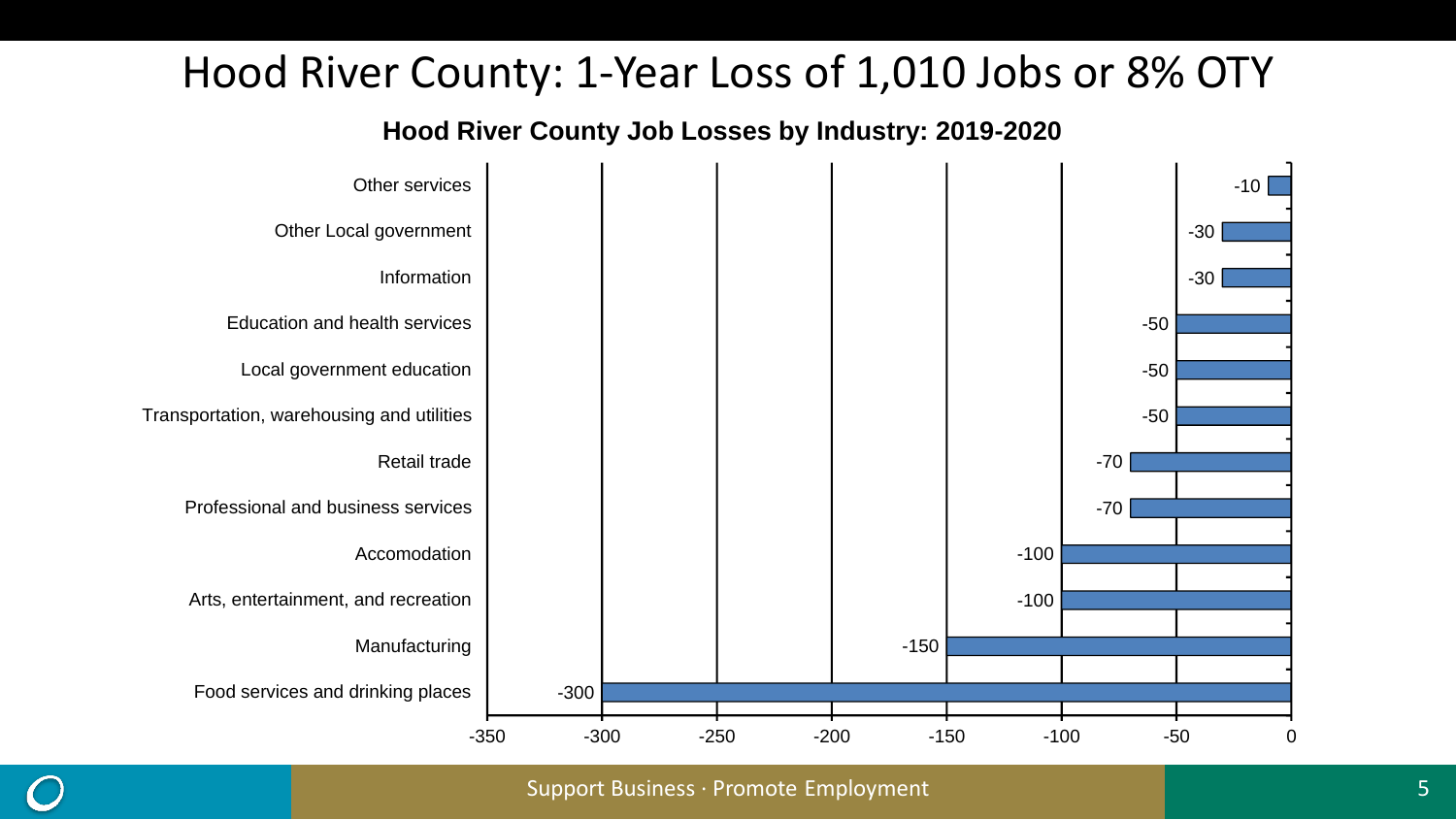# Hood River County: 1-Year Loss of 1,010 Jobs or 8% OTY

**Hood River County Job Losses by Industry: 2019-2020**

| Industry | Job Change |
|---|---|
| Other services | -10 |
| Other Local government | -30 |
| Information | -30 |
| Education and health services | -50 |
| Local government education | -50 |
| Transportation, warehousing and utilities | -50 |
| Retail trade | -70 |
| Professional and business services | -70 |
| Accomodation | -100 |
| Arts, entertainment, and recreation | -100 |
| Manufacturing | -150 |
| Food services and drinking places | -300 |

Support Business · Promote Employment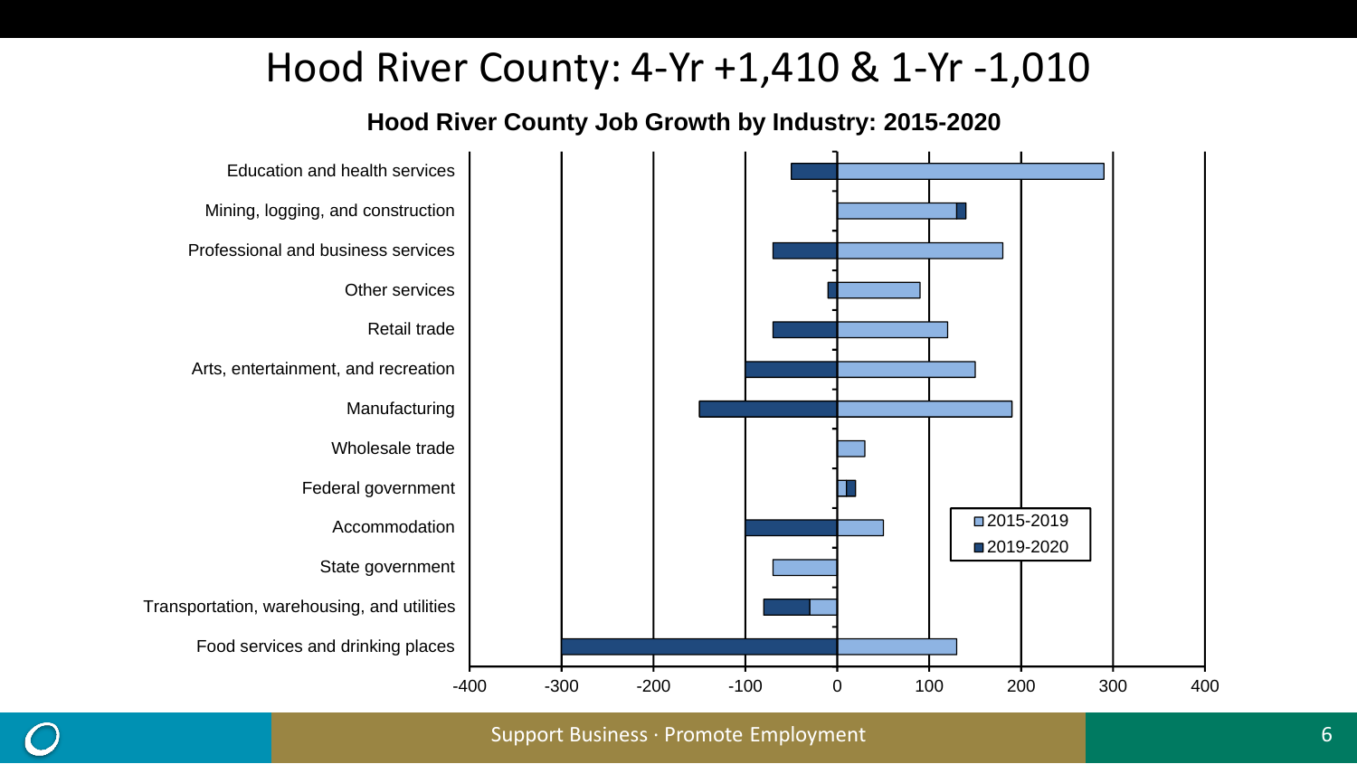# Hood River County: 4-Yr +1,410 & 1-Yr -1,010

**Hood River County Job Growth by Industry: 2015-2020**

| Industry | 2015-2019 | 2019-2020 |
|---|---|---|
| Education and health services | 290 | -50 |
| Mining, logging, and construction | 130 | 10 |
| Professional and business services | 180 | -70 |
| Other services | 90 | -10 |
| Retail trade | 120 | -70 |
| Arts, entertainment, and recreation | 150 | -100 |
| Manufacturing | 190 | -150 |
| Wholesale trade | 30 | 0 |
| Federal government | 10 | 10 |
| Accommodation | 50 | -100 |
| State government | -70 | 0 |
| Transportation, warehousing, and utilities | -30 | -50 |
| Food services and drinking places | 130 | -300 |

Support Business · Promote Employment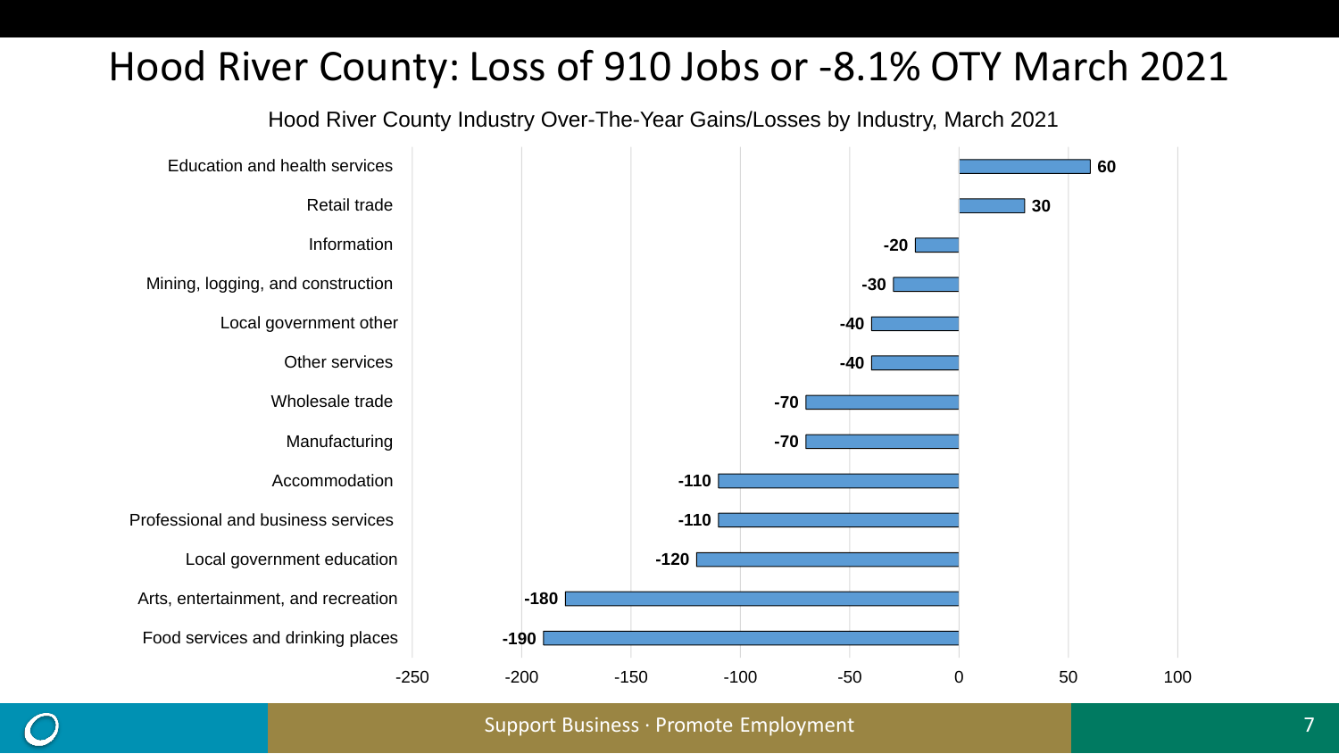# Hood River County: Loss of 910 Jobs or -8.1% OTY March 2021

Hood River County Industry Over-The-Year Gains/Losses by Industry, March 2021

| Industry | Gain/Loss |
| --- | --- |
| Education and health services | 60 |
| Retail trade | 30 |
| Information | -20 |
| Mining, logging, and construction | -30 |
| Local government other | -40 |
| Other services | -40 |
| Wholesale trade | -70 |
| Manufacturing | -70 |
| Accommodation | -110 |
| Professional and business services | -110 |
| Local government education | -120 |
| Arts, entertainment, and recreation | -180 |
| Food services and drinking places | -190 |

Support Business · Promote Employment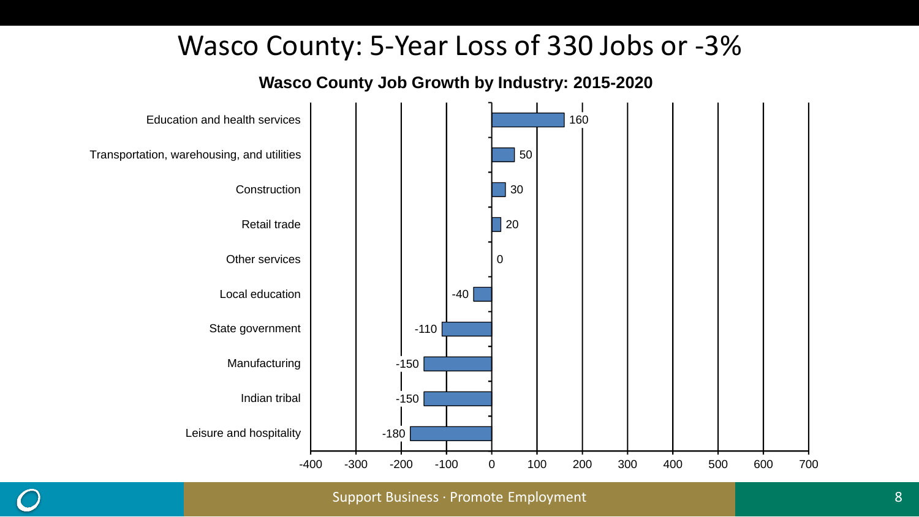# Wasco County: 5-Year Loss of 330 Jobs or -3%

**Wasco County Job Growth by Industry: 2015-2020**

| Industry | Job Change |
|---|---|
| Education and health services | 160 |
| Transportation, warehousing, and utilities | 50 |
| Construction | 30 |
| Retail trade | 20 |
| Other services | 0 |
| Local education | -40 |
| State government | -110 |
| Manufacturing | -150 |
| Indian tribal | -150 |
| Leisure and hospitality | -180 |

Support Business · Promote Employment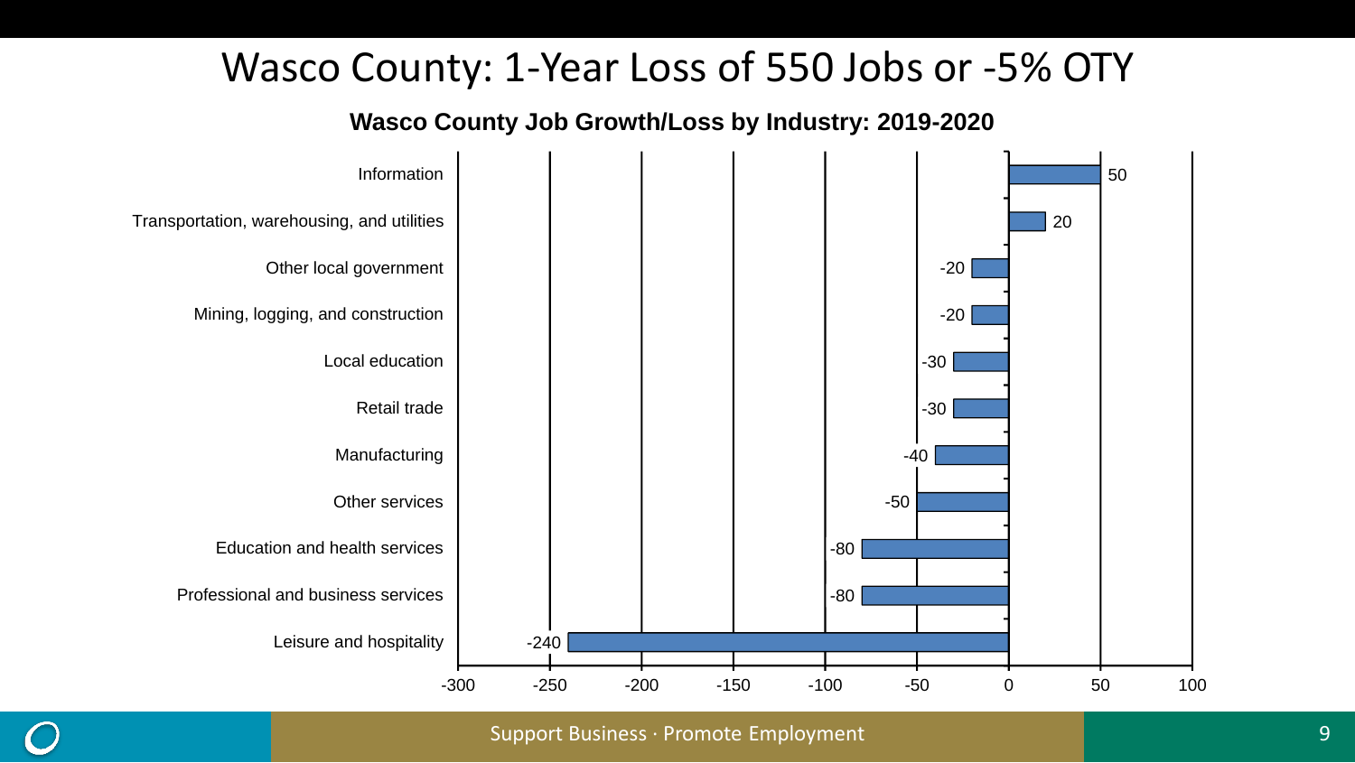# Wasco County: 1-Year Loss of 550 Jobs or -5% OTY

**Wasco County Job Growth/Loss by Industry: 2019-2020**

| Industry | Job Growth/Loss |
| --- | --- |
| Information | 50 |
| Transportation, warehousing, and utilities | 20 |
| Other local government | -20 |
| Mining, logging, and construction | -20 |
| Local education | -30 |
| Retail trade | -30 |
| Manufacturing | -40 |
| Other services | -50 |
| Education and health services | -80 |
| Professional and business services | -80 |
| Leisure and hospitality | -240 |

Support Business · Promote Employment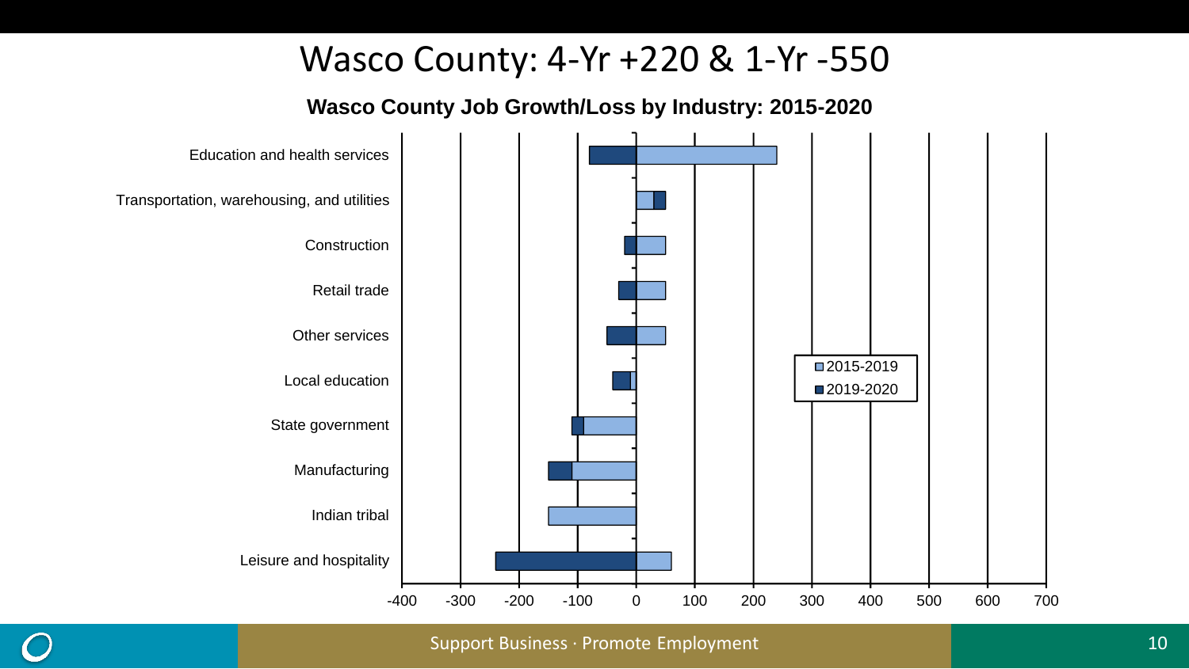# Wasco County: 4-Yr +220 & 1-Yr -550

**Wasco County Job Growth/Loss by Industry: 2015-2020**

| Industry | 2015-2019 | 2019-2020 |
|---|---|---|
| Education and health services | 240 | -80 |
| Transportation, warehousing, and utilities | 30 | 20 |
| Construction | 50 | -20 |
| Retail trade | 50 | -30 |
| Other services | 50 | -50 |
| Local education | -10 | -30 |
| State government | -90 | -20 |
| Manufacturing | -110 | -40 |
| Indian tribal | -150 | |
| Leisure and hospitality | 60 | -240 |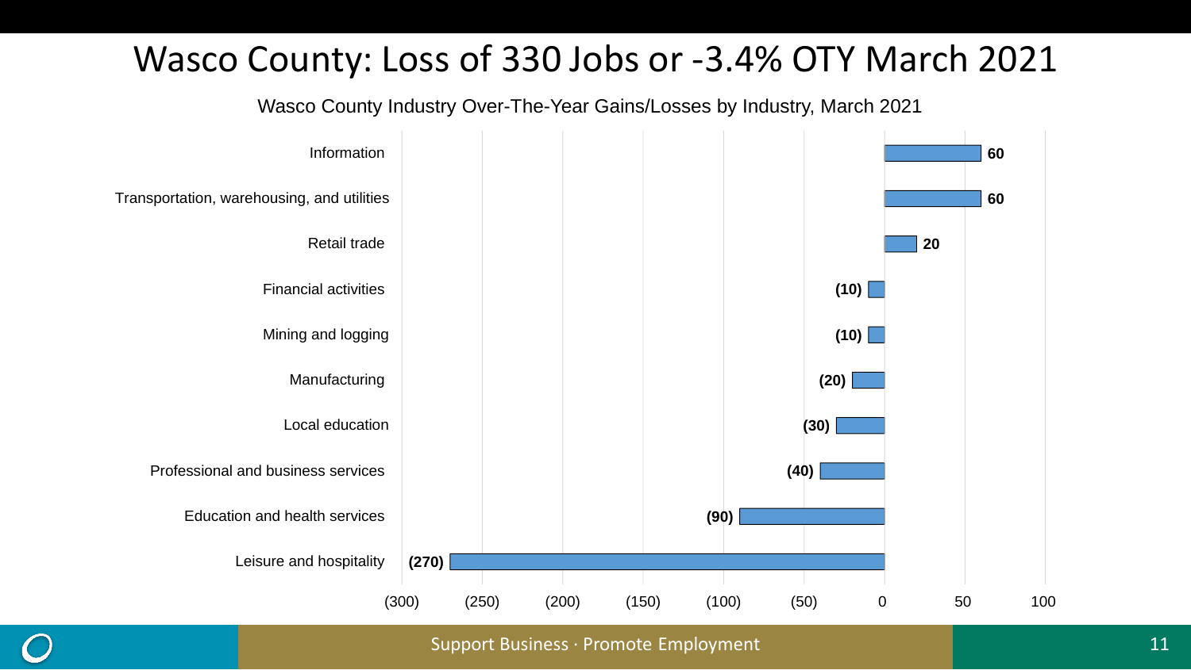# Wasco County: Loss of 330 Jobs or -3.4% OTY March 2021

Wasco County Industry Over-The-Year Gains/Losses by Industry, March 2021

| Industry | Gain/Loss |
| --- | --- |
| Information | 60 |
| Transportation, warehousing, and utilities | 60 |
| Retail trade | 20 |
| Financial activities | (10) |
| Mining and logging | (10) |
| Manufacturing | (20) |
| Local education | (30) |
| Professional and business services | (40) |
| Education and health services | (90) |
| Leisure and hospitality | (270) |

Support Business · Promote Employment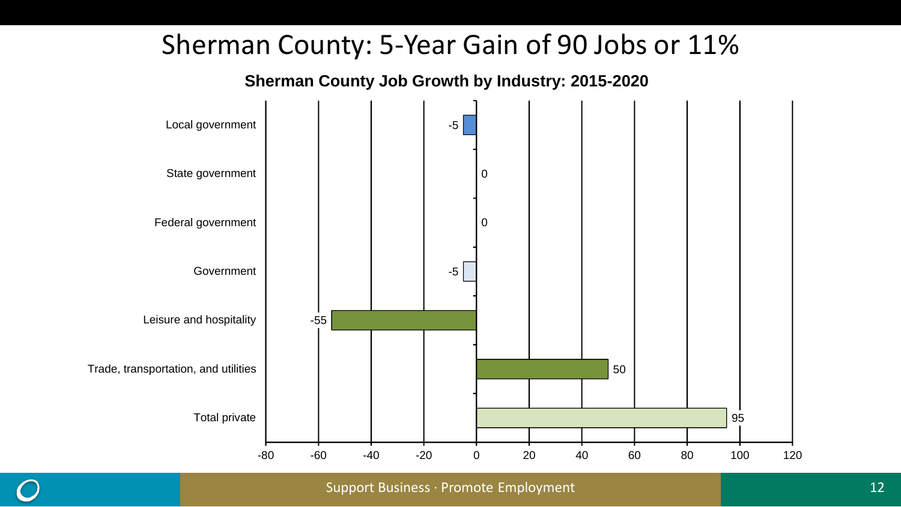# Sherman County: 5-Year Gain of 90 Jobs or 11%

**Sherman County Job Growth by Industry: 2015-2020**

| Industry | Job Change |
|---|---|
| Local government | -5 |
| State government | 0 |
| Federal government | 0 |
| Government | -5 |
| Leisure and hospitality | -55 |
| Trade, transportation, and utilities | 50 |
| Total private | 95 |

Support Business · Promote Employment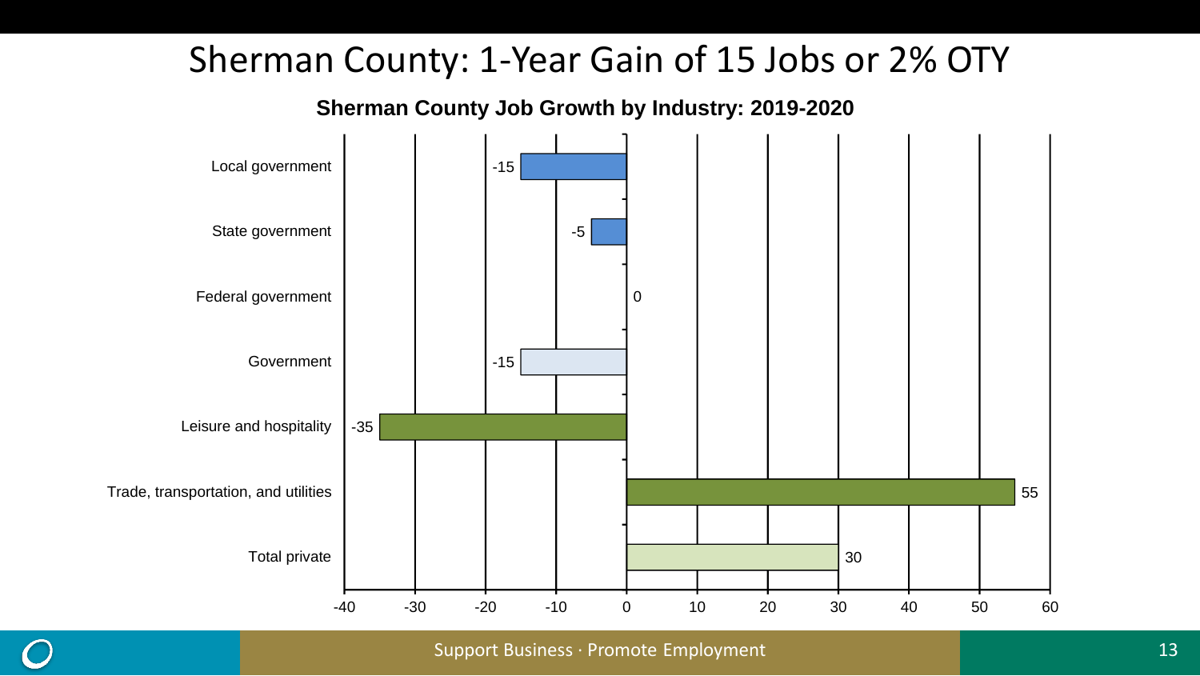# Sherman County: 1-Year Gain of 15 Jobs or 2% OTY

**Sherman County Job Growth by Industry: 2019-2020**

| Industry | Job Growth |
| --- | --- |
| Local government | -15 |
| State government | -5 |
| Federal government | 0 |
| Government | -15 |
| Leisure and hospitality | -35 |
| Trade, transportation, and utilities | 55 |
| Total private | 30 |

Support Business · Promote Employment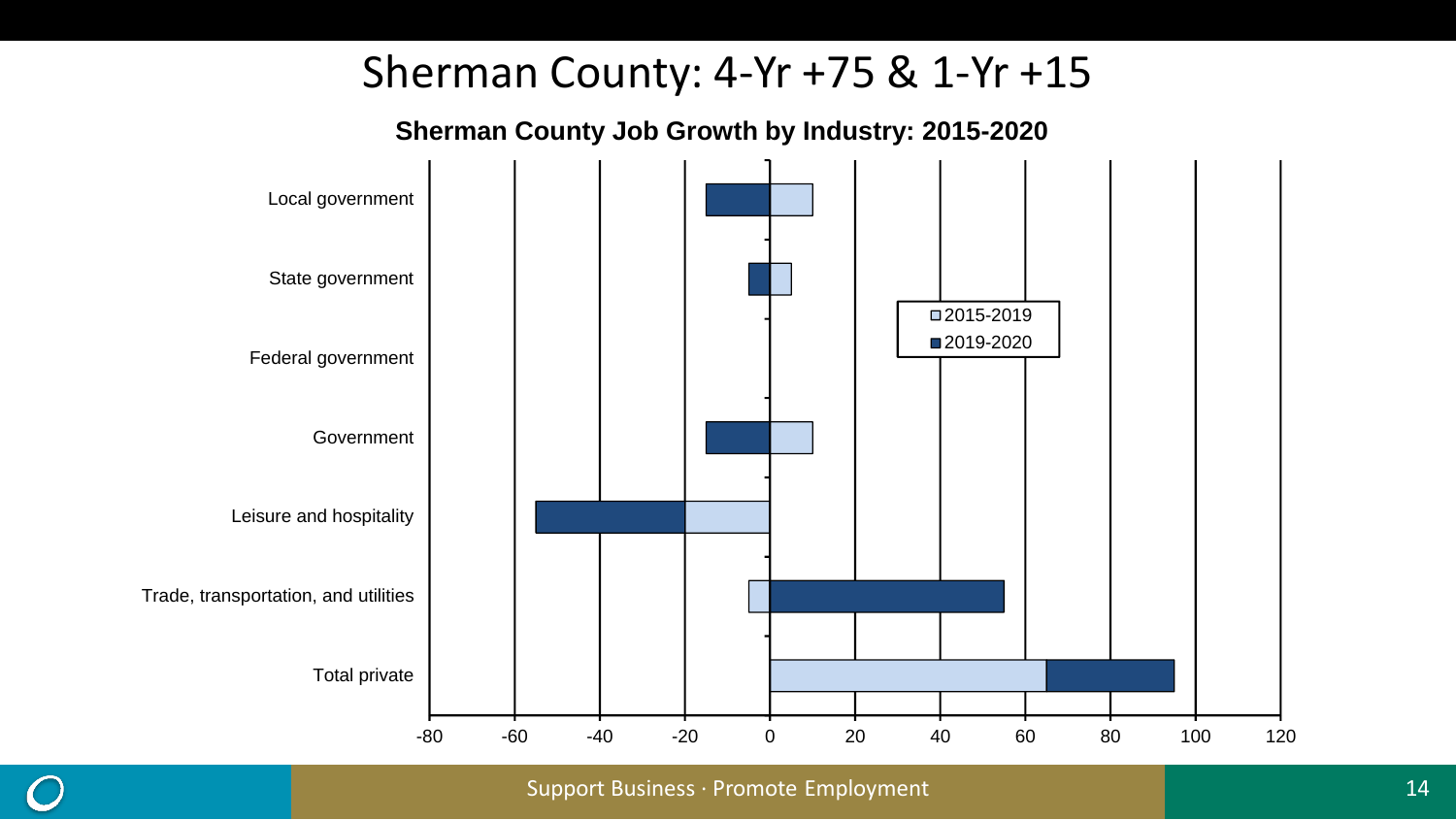# Sherman County: 4-Yr +75 & 1-Yr +15

**Sherman County Job Growth by Industry: 2015-2020**

| Industry | 2015-2019 | 2019-2020 |
|---|---|---|
| Local government | | |
| State government | | |
| Federal government | | |
| Government | | |
| Leisure and hospitality | | |
| Trade, transportation, and utilities | | |
| Total private | | |

Support Business · Promote Employment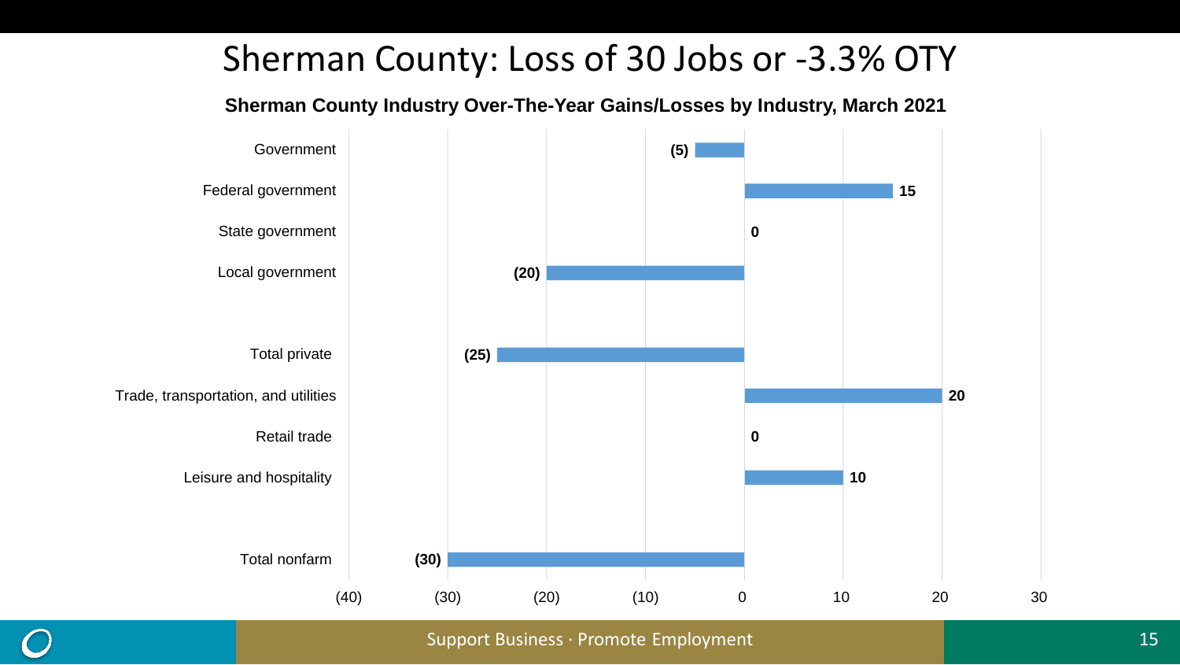# Sherman County: Loss of 30 Jobs or -3.3% OTY

**Sherman County Industry Over-The-Year Gains/Losses by Industry, March 2021**

| Industry | Gain/Loss |
|---|---|
| Government | (5) |
| Federal government | 15 |
| State government | 0 |
| Local government | (20) |
| Total private | (25) |
| Trade, transportation, and utilities | 20 |
| Retail trade | 0 |
| Leisure and hospitality | 10 |
| Total nonfarm | (30) |

Support Business · Promote Employment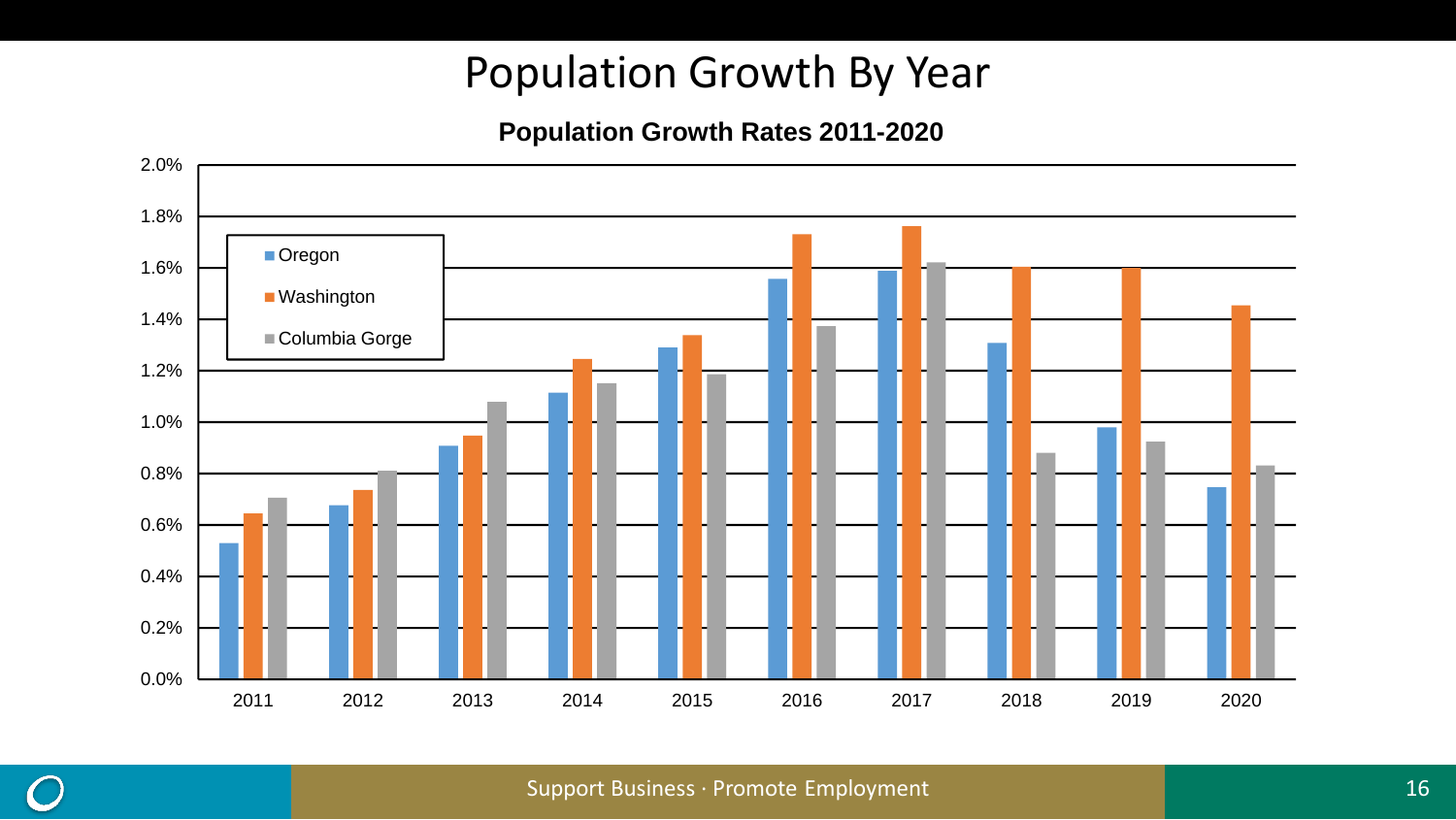# Population Growth By Year

**Population Growth Rates 2011-2020**

| Year | Oregon | Washington | Columbia Gorge |
|---|---|---|---|
| 2011 | 0.53% | 0.65% | 0.71% |
| 2012 | 0.68% | 0.74% | 0.81% |
| 2013 | 0.91% | 0.95% | 1.08% |
| 2014 | 1.12% | 1.25% | 1.15% |
| 2015 | 1.29% | 1.34% | 1.19% |
| 2016 | 1.56% | 1.73% | 1.37% |
| 2017 | 1.59% | 1.76% | 1.62% |
| 2018 | 1.31% | 1.60% | 0.88% |
| 2019 | 0.98% | 1.60% | 0.92% |
| 2020 | 0.75% | 1.45% | 0.83% |

Support Business · Promote Employment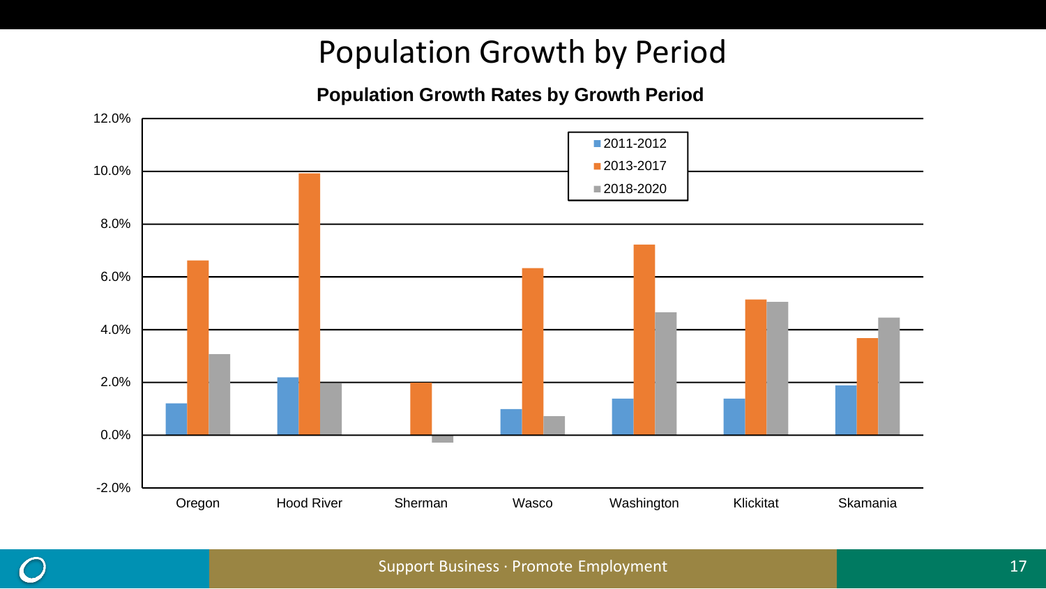# Population Growth by Period

**Population Growth Rates by Growth Period**

| | 2011-2012 | 2013-2017 | 2018-2020 |
|---|---|---|---|
| Oregon | 1.2% | 6.6% | 3.1% |
| Hood River | 2.2% | 9.9% | 2.0% |
| Sherman | 0.0% | 2.0% | -0.3% |
| Wasco | 1.0% | 6.3% | 0.7% |
| Washington | 1.4% | 7.2% | 4.7% |
| Klickitat | 1.4% | 5.1% | 5.0% |
| Skamania | 1.9% | 3.7% | 4.4% |

Support Business · Promote Employment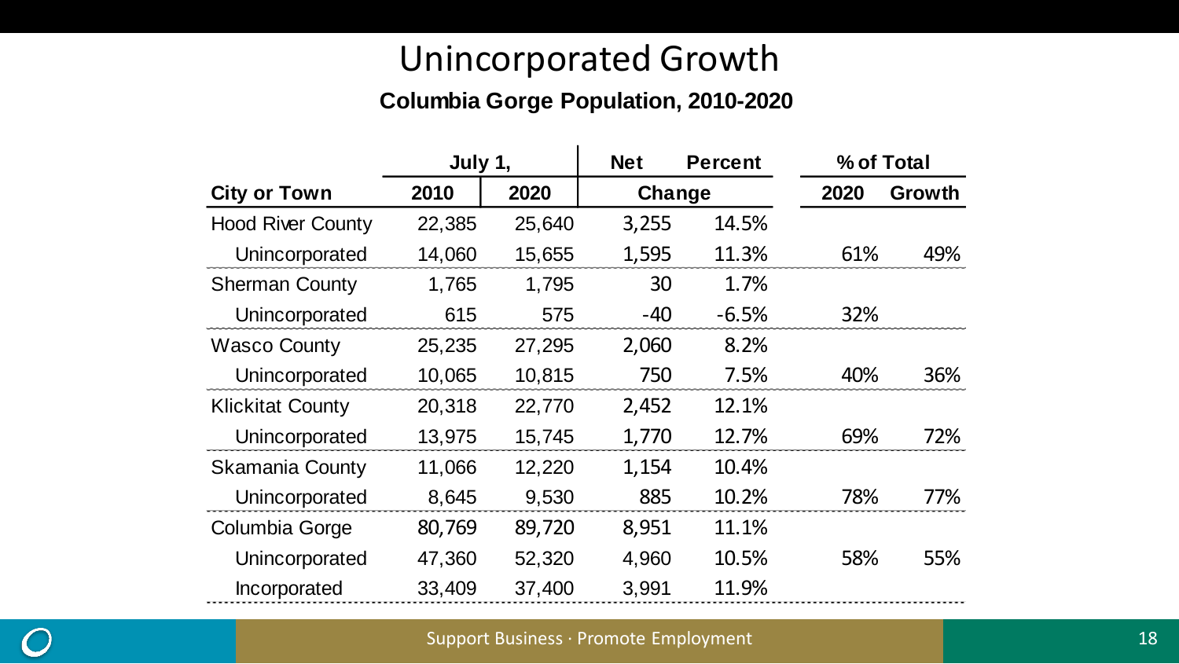# Unincorporated Growth

**Columbia Gorge Population, 2010-2020**

| | July 1, | | Net | Percent | % of Total | |
|---|---|---|---|---|---|---|
| **City or Town** | **2010** | **2020** | **Change** | | **2020** | **Growth** |
| Hood River County | 22,385 | 25,640 | 3,255 | 14.5% | | |
| Unincorporated | 14,060 | 15,655 | 1,595 | 11.3% | 61% | 49% |
| Sherman County | 1,765 | 1,795 | 30 | 1.7% | | |
| Unincorporated | 615 | 575 | -40 | -6.5% | 32% | |
| Wasco County | 25,235 | 27,295 | 2,060 | 8.2% | | |
| Unincorporated | 10,065 | 10,815 | 750 | 7.5% | 40% | 36% |
| Klickitat County | 20,318 | 22,770 | 2,452 | 12.1% | | |
| Unincorporated | 13,975 | 15,745 | 1,770 | 12.7% | 69% | 72% |
| Skamania County | 11,066 | 12,220 | 1,154 | 10.4% | | |
| Unincorporated | 8,645 | 9,530 | 885 | 10.2% | 78% | 77% |
| Columbia Gorge | 80,769 | 89,720 | 8,951 | 11.1% | | |
| Unincorporated | 47,360 | 52,320 | 4,960 | 10.5% | 58% | 55% |
| Incorporated | 33,409 | 37,400 | 3,991 | 11.9% | | |

Support Business · Promote Employment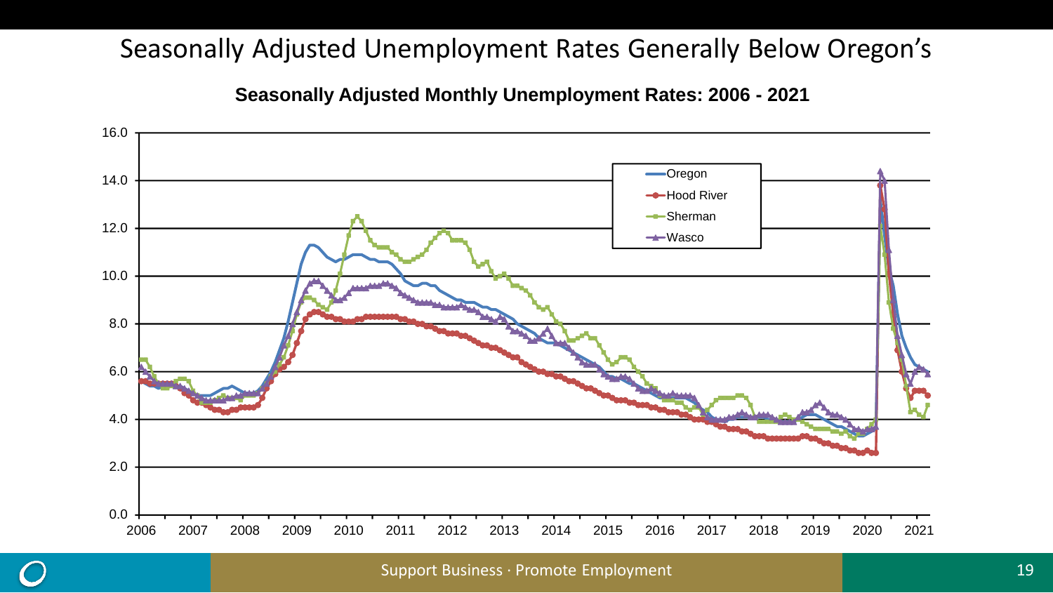# Seasonally Adjusted Unemployment Rates Generally Below Oregon's

**Seasonally Adjusted Monthly Unemployment Rates: 2006 - 2021**

Support Business · Promote Employment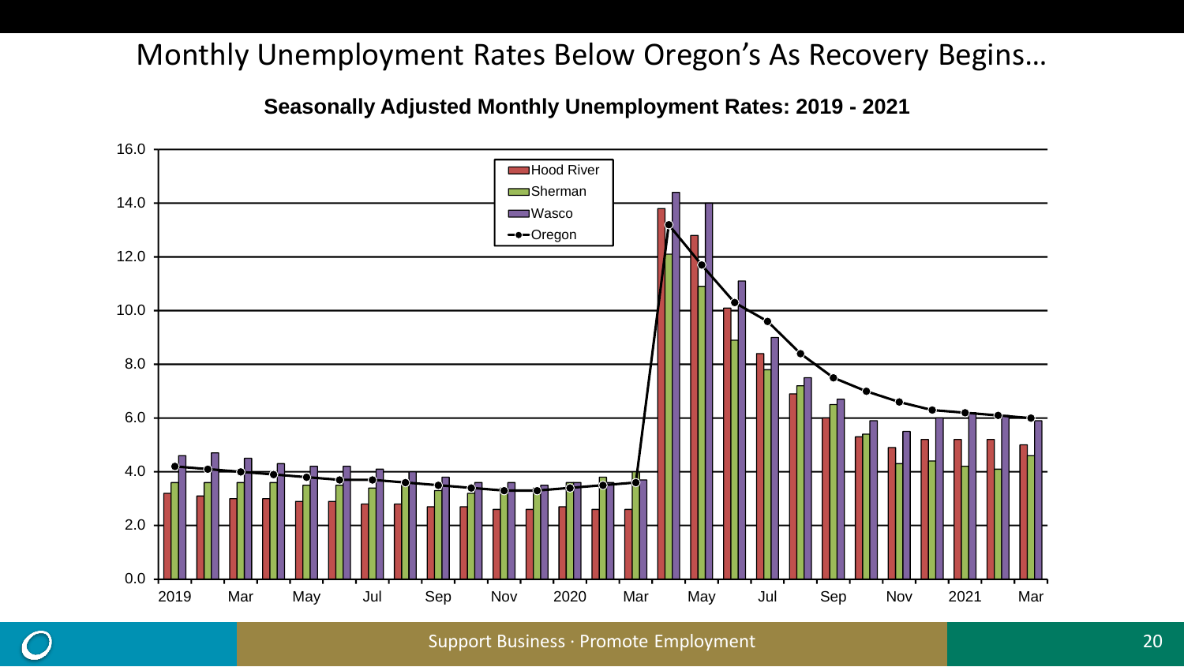# Monthly Unemployment Rates Below Oregon's As Recovery Begins…

**Seasonally Adjusted Monthly Unemployment Rates: 2019 - 2021**

Legend: Hood River, Sherman, Wasco, Oregon

Y-axis: 0.0, 2.0, 4.0, 6.0, 8.0, 10.0, 12.0, 14.0, 16.0

X-axis: 2019, Mar, May, Jul, Sep, Nov, 2020, Mar, May, Jul, Sep, Nov, 2021, Mar

Support Business · Promote Employment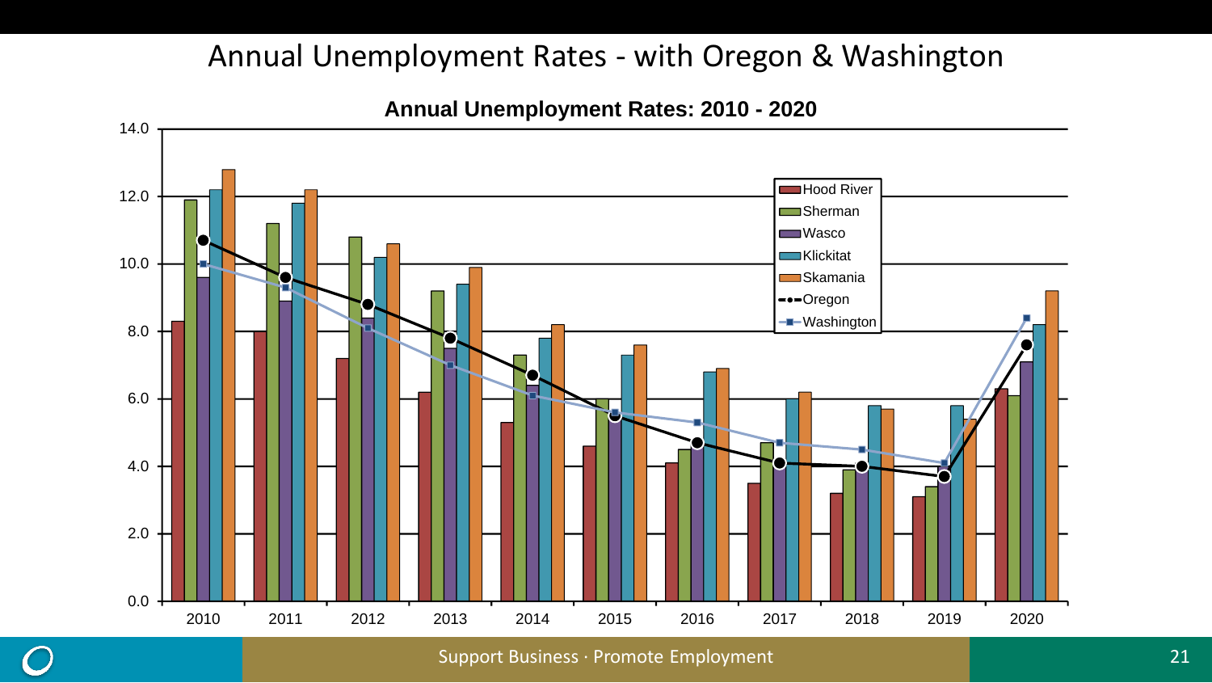# Annual Unemployment Rates - with Oregon & Washington

**Annual Unemployment Rates: 2010 - 2020**

Legend: Hood River, Sherman, Wasco, Klickitat, Skamania, Oregon, Washington

Y-axis: 0.0, 2.0, 4.0, 6.0, 8.0, 10.0, 12.0, 14.0

X-axis: 2010, 2011, 2012, 2013, 2014, 2015, 2016, 2017, 2018, 2019, 2020

Support Business · Promote Employment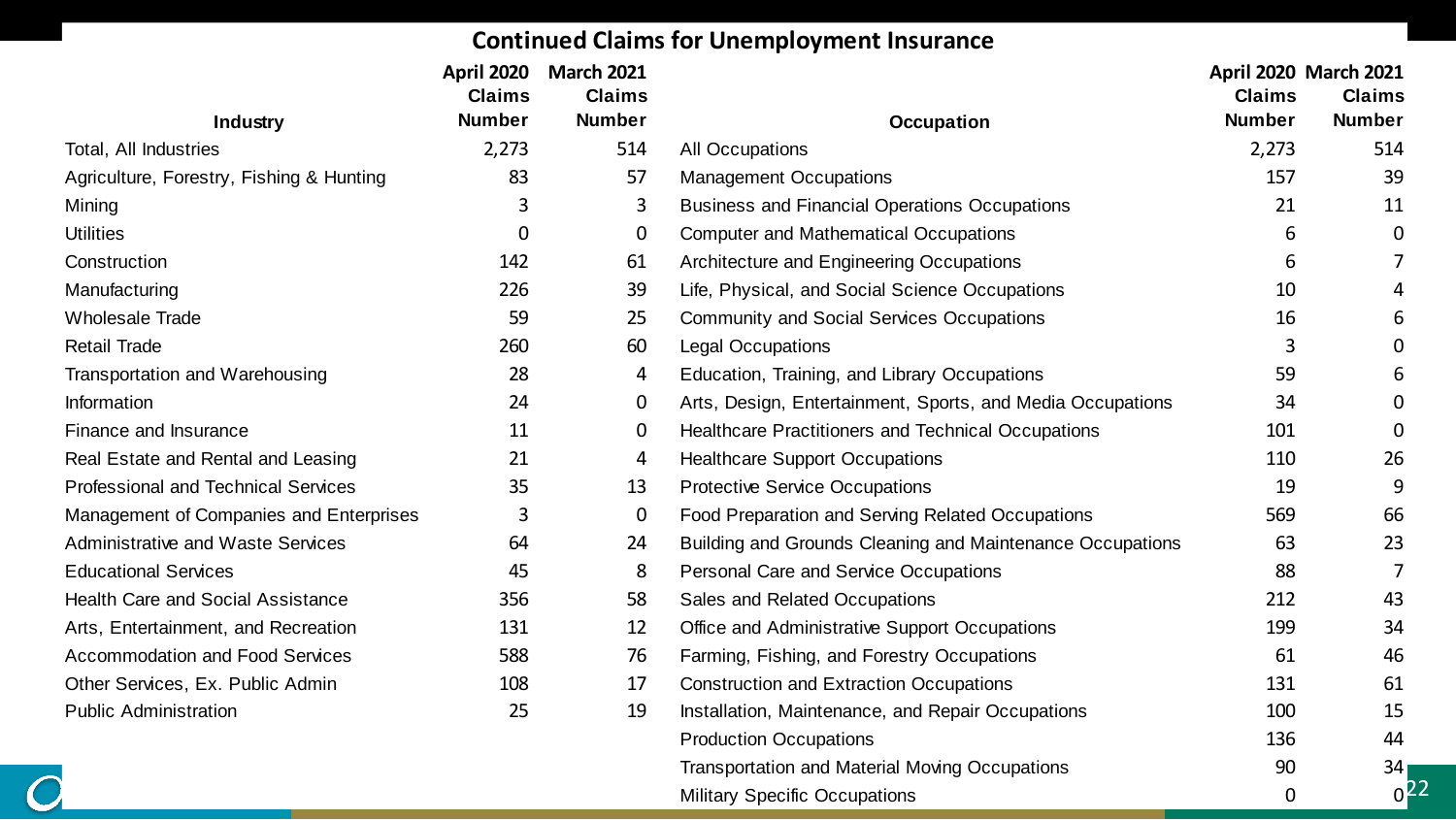## Continued Claims for Unemployment Insurance

| Industry | April 2020 Claims Number | March 2021 Claims Number |
|---|---|---|
| Total, All Industries | 2,273 | 514 |
| Agriculture, Forestry, Fishing & Hunting | 83 | 57 |
| Mining | 3 | 3 |
| Utilities | 0 | 0 |
| Construction | 142 | 61 |
| Manufacturing | 226 | 39 |
| Wholesale Trade | 59 | 25 |
| Retail Trade | 260 | 60 |
| Transportation and Warehousing | 28 | 4 |
| Information | 24 | 0 |
| Finance and Insurance | 11 | 0 |
| Real Estate and Rental and Leasing | 21 | 4 |
| Professional and Technical Services | 35 | 13 |
| Management of Companies and Enterprises | 3 | 0 |
| Administrative and Waste Services | 64 | 24 |
| Educational Services | 45 | 8 |
| Health Care and Social Assistance | 356 | 58 |
| Arts, Entertainment, and Recreation | 131 | 12 |
| Accommodation and Food Services | 588 | 76 |
| Other Services, Ex. Public Admin | 108 | 17 |
| Public Administration | 25 | 19 |

| Occupation | April 2020 Claims Number | March 2021 Claims Number |
|---|---|---|
| All Occupations | 2,273 | 514 |
| Management Occupations | 157 | 39 |
| Business and Financial Operations Occupations | 21 | 11 |
| Computer and Mathematical Occupations | 6 | 0 |
| Architecture and Engineering Occupations | 6 | 7 |
| Life, Physical, and Social Science Occupations | 10 | 4 |
| Community and Social Services Occupations | 16 | 6 |
| Legal Occupations | 3 | 0 |
| Education, Training, and Library Occupations | 59 | 6 |
| Arts, Design, Entertainment, Sports, and Media Occupations | 34 | 0 |
| Healthcare Practitioners and Technical Occupations | 101 | 0 |
| Healthcare Support Occupations | 110 | 26 |
| Protective Service Occupations | 19 | 9 |
| Food Preparation and Serving Related Occupations | 569 | 66 |
| Building and Grounds Cleaning and Maintenance Occupations | 63 | 23 |
| Personal Care and Service Occupations | 88 | 7 |
| Sales and Related Occupations | 212 | 43 |
| Office and Administrative Support Occupations | 199 | 34 |
| Farming, Fishing, and Forestry Occupations | 61 | 46 |
| Construction and Extraction Occupations | 131 | 61 |
| Installation, Maintenance, and Repair Occupations | 100 | 15 |
| Production Occupations | 136 | 44 |
| Transportation and Material Moving Occupations | 90 | 34 |
| Military Specific Occupations | 0 | 0 |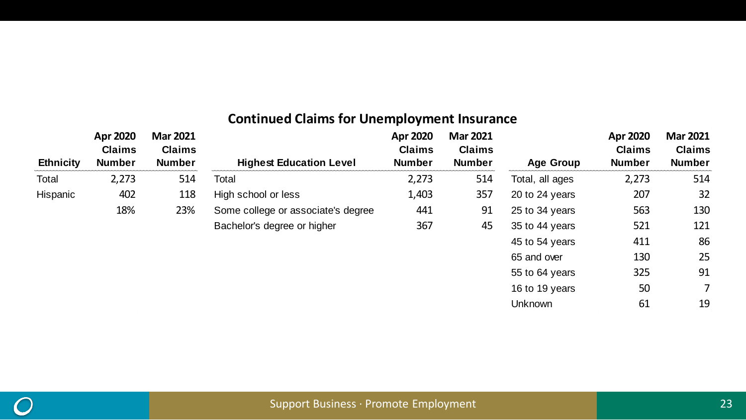## Continued Claims for Unemployment Insurance

| Ethnicity | Apr 2020 Claims Number | Mar 2021 Claims Number |
|---|---|---|
| Total | 2,273 | 514 |
| Hispanic | 402 | 118 |
| | 18% | 23% |

| Highest Education Level | Apr 2020 Claims Number | Mar 2021 Claims Number |
|---|---|---|
| Total | 2,273 | 514 |
| High school or less | 1,403 | 357 |
| Some college or associate's degree | 441 | 91 |
| Bachelor's degree or higher | 367 | 45 |

| Age Group | Apr 2020 Claims Number | Mar 2021 Claims Number |
|---|---|---|
| Total, all ages | 2,273 | 514 |
| 20 to 24 years | 207 | 32 |
| 25 to 34 years | 563 | 130 |
| 35 to 44 years | 521 | 121 |
| 45 to 54 years | 411 | 86 |
| 65 and over | 130 | 25 |
| 55 to 64 years | 325 | 91 |
| 16 to 19 years | 50 | 7 |
| Unknown | 61 | 19 |

Support Business · Promote Employment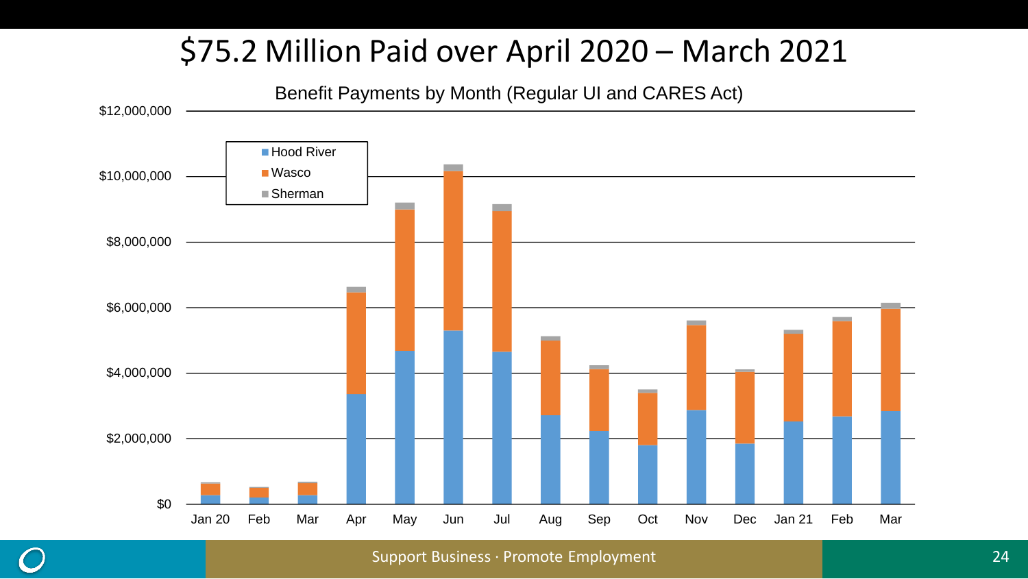# $75.2 Million Paid over April 2020 – March 2021

Benefit Payments by Month (Regular UI and CARES Act)

Legend: Hood River, Wasco, Sherman

Y-axis: $0, $2,000,000, $4,000,000, $6,000,000, $8,000,000, $10,000,000, $12,000,000

X-axis: Jan 20, Feb, Mar, Apr, May, Jun, Jul, Aug, Sep, Oct, Nov, Dec, Jan 21, Feb, Mar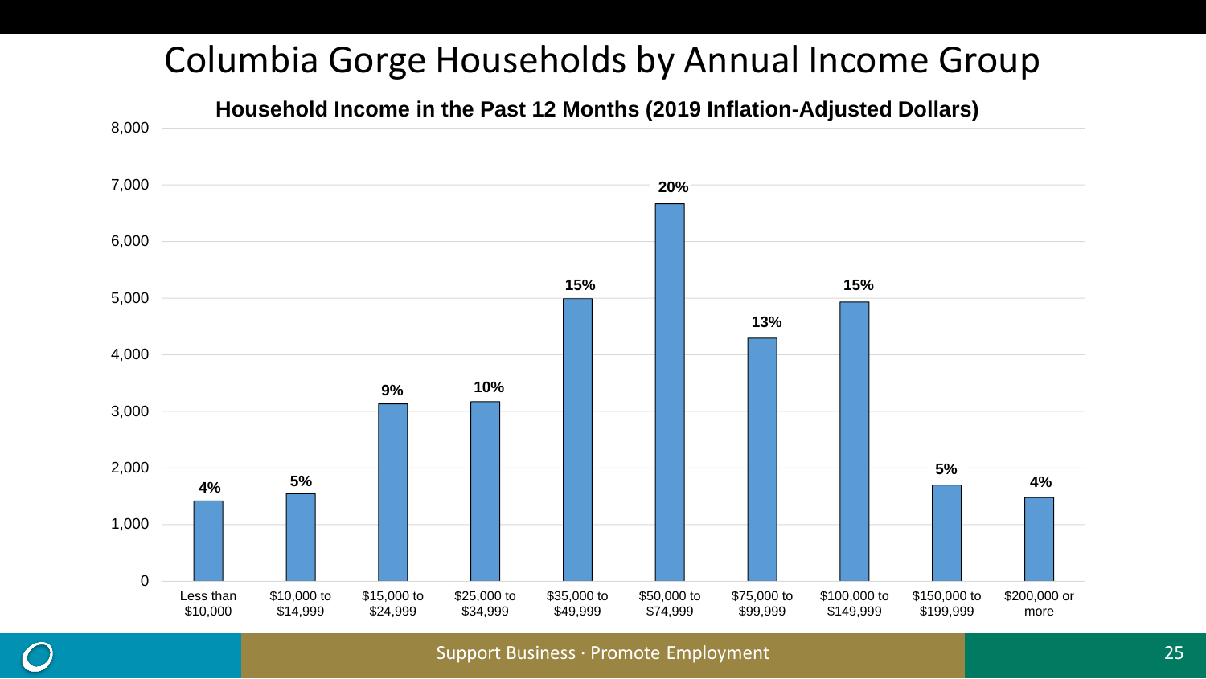# Columbia Gorge Households by Annual Income Group

**Household Income in the Past 12 Months (2019 Inflation-Adjusted Dollars)**

| Income Group | Percent |
|---|---|
| Less than $10,000 | 4% |
| $10,000 to $14,999 | 5% |
| $15,000 to $24,999 | 9% |
| $25,000 to $34,999 | 10% |
| $35,000 to $49,999 | 15% |
| $50,000 to $74,999 | 20% |
| $75,000 to $99,999 | 13% |
| $100,000 to $149,999 | 15% |
| $150,000 to $199,999 | 5% |
| $200,000 or more | 4% |

Support Business · Promote Employment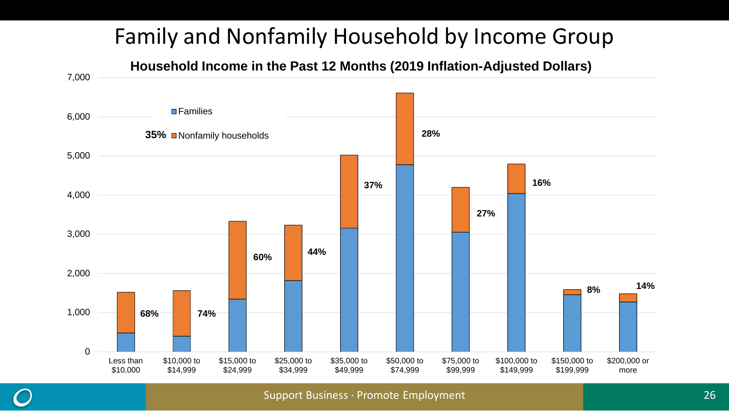# Family and Nonfamily Household by Income Group

**Household Income in the Past 12 Months (2019 Inflation-Adjusted Dollars)**

| Income Group | Nonfamily households (%) |
|---|---|
| Less than $10,000 | 68% |
| $10,000 to $14,999 | 74% |
| $15,000 to $24,999 | 60% |
| $25,000 to $34,999 | 44% |
| $35,000 to $49,999 | 37% |
| $50,000 to $74,999 | 28% |
| $75,000 to $99,999 | 27% |
| $100,000 to $149,999 | 16% |
| $150,000 to $199,999 | 8% |
| $200,000 or more | 14% |

Legend: Families; Nonfamily households (35% overall)

Support Business · Promote Employment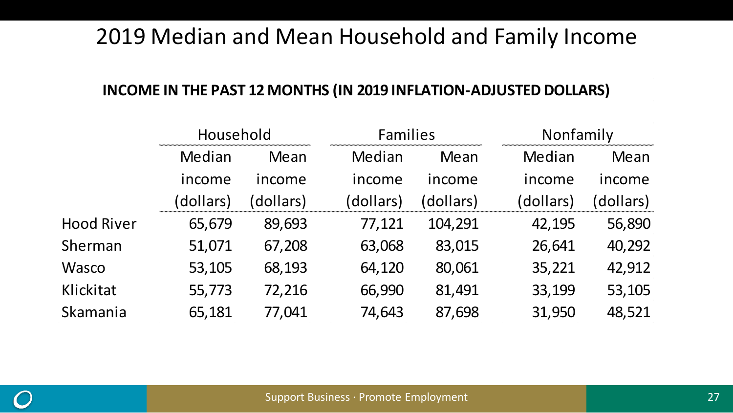# 2019 Median and Mean Household and Family Income

**INCOME IN THE PAST 12 MONTHS (IN 2019 INFLATION-ADJUSTED DOLLARS)**

| | Household | | Families | | Nonfamily | |
|---|---|---|---|---|---|---|
| | Median income (dollars) | Mean income (dollars) | Median income (dollars) | Mean income (dollars) | Median income (dollars) | Mean income (dollars) |
| Hood River | 65,679 | 89,693 | 77,121 | 104,291 | 42,195 | 56,890 |
| Sherman | 51,071 | 67,208 | 63,068 | 83,015 | 26,641 | 40,292 |
| Wasco | 53,105 | 68,193 | 64,120 | 80,061 | 35,221 | 42,912 |
| Klickitat | 55,773 | 72,216 | 66,990 | 81,491 | 33,199 | 53,105 |
| Skamania | 65,181 | 77,041 | 74,643 | 87,698 | 31,950 | 48,521 |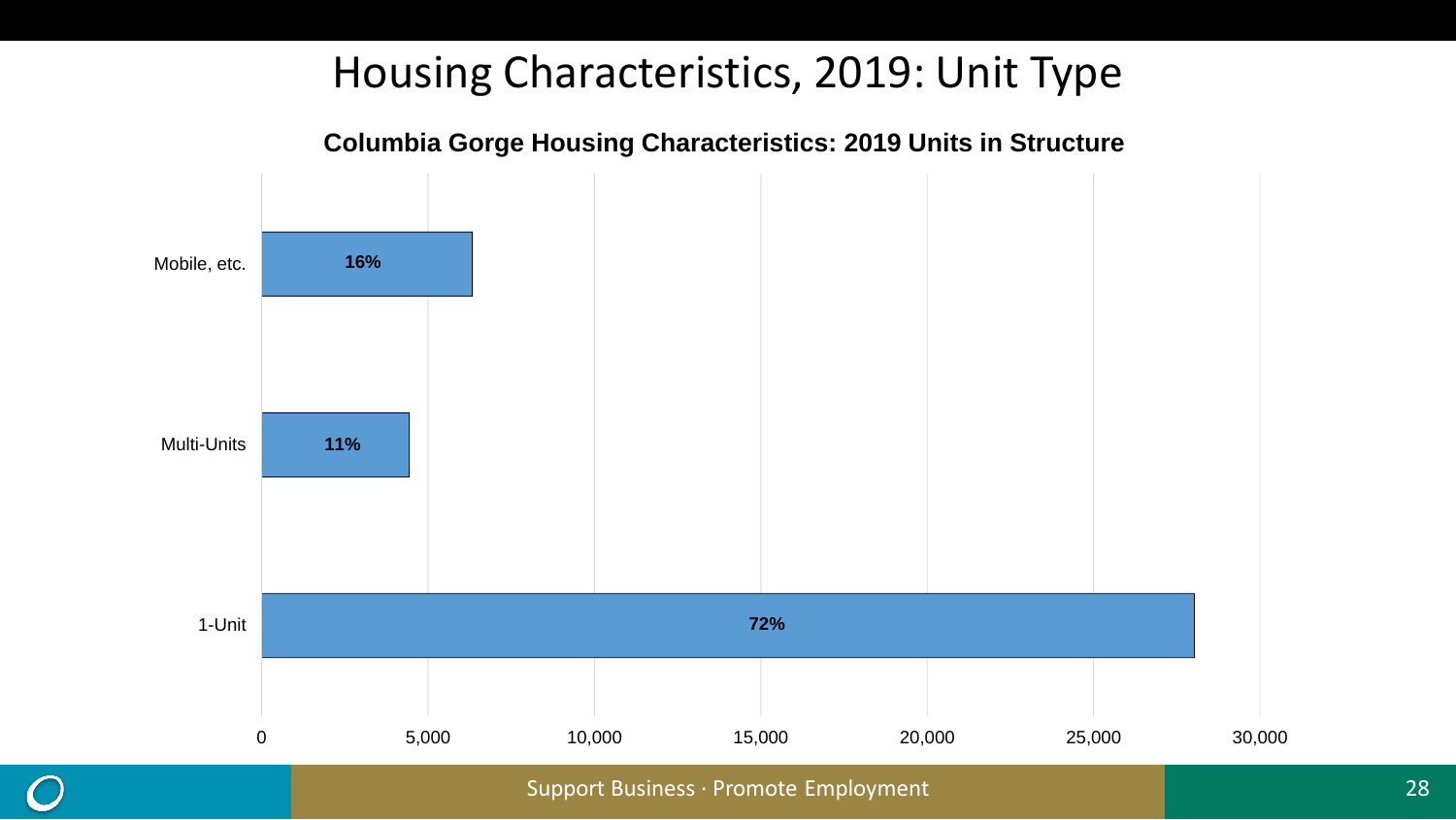# Housing Characteristics, 2019: Unit Type

**Columbia Gorge Housing Characteristics: 2019 Units in Structure**

| Unit Type | Share |
| --- | --- |
| Mobile, etc. | 16% |
| Multi-Units | 11% |
| 1-Unit | 72% |

0 5,000 10,000 15,000 20,000 25,000 30,000

Support Business · Promote Employment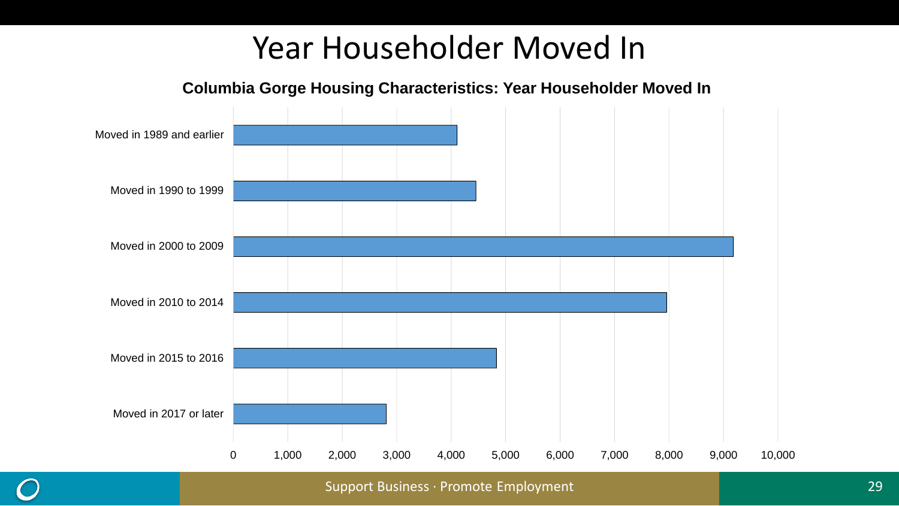# Year Householder Moved In

**Columbia Gorge Housing Characteristics: Year Householder Moved In**

Moved in 1989 and earlier

Moved in 1990 to 1999

Moved in 2000 to 2009

Moved in 2010 to 2014

Moved in 2015 to 2016

Moved in 2017 or later

0 1,000 2,000 3,000 4,000 5,000 6,000 7,000 8,000 9,000 10,000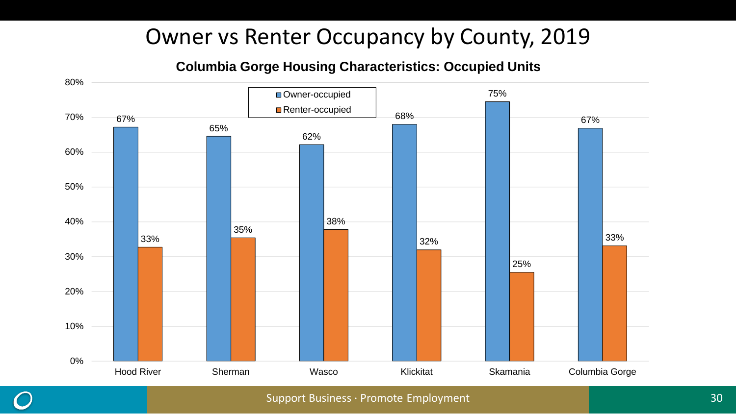# Owner vs Renter Occupancy by County, 2019

**Columbia Gorge Housing Characteristics: Occupied Units**

| County | Owner-occupied | Renter-occupied |
|---|---|---|
| Hood River | 67% | 33% |
| Sherman | 65% | 35% |
| Wasco | 62% | 38% |
| Klickitat | 68% | 32% |
| Skamania | 75% | 25% |
| Columbia Gorge | 67% | 33% |

Support Business · Promote Employment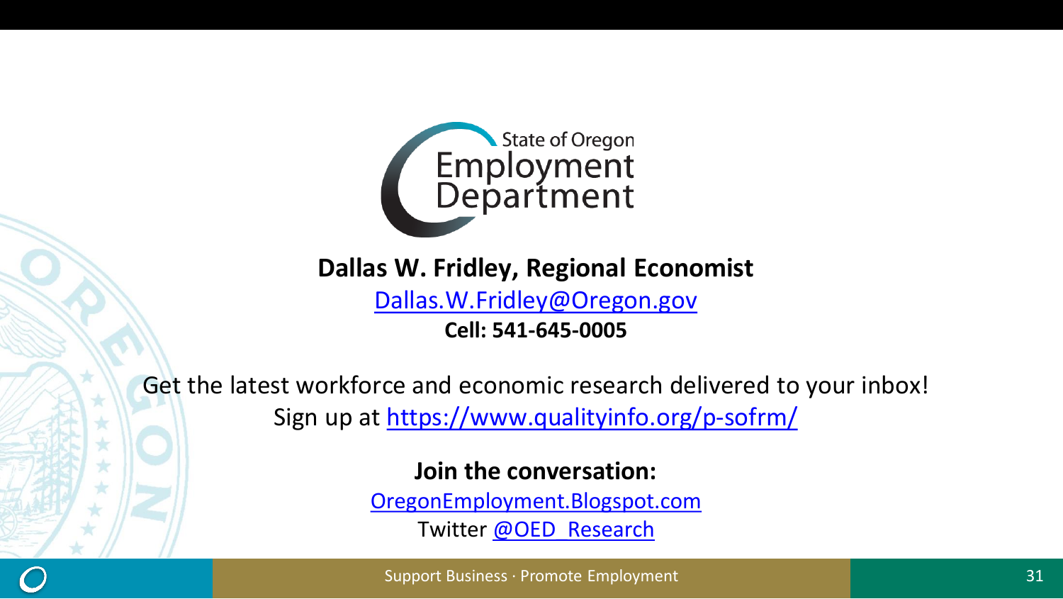State of Oregon Employment Department

**Dallas W. Fridley, Regional Economist**

Dallas.W.Fridley@Oregon.gov

**Cell: 541-645-0005**

Get the latest workforce and economic research delivered to your inbox!
Sign up at https://www.qualityinfo.org/p-sofrm/

**Join the conversation:**

OregonEmployment.Blogspot.com

Twitter @OED_Research

Support Business · Promote Employment